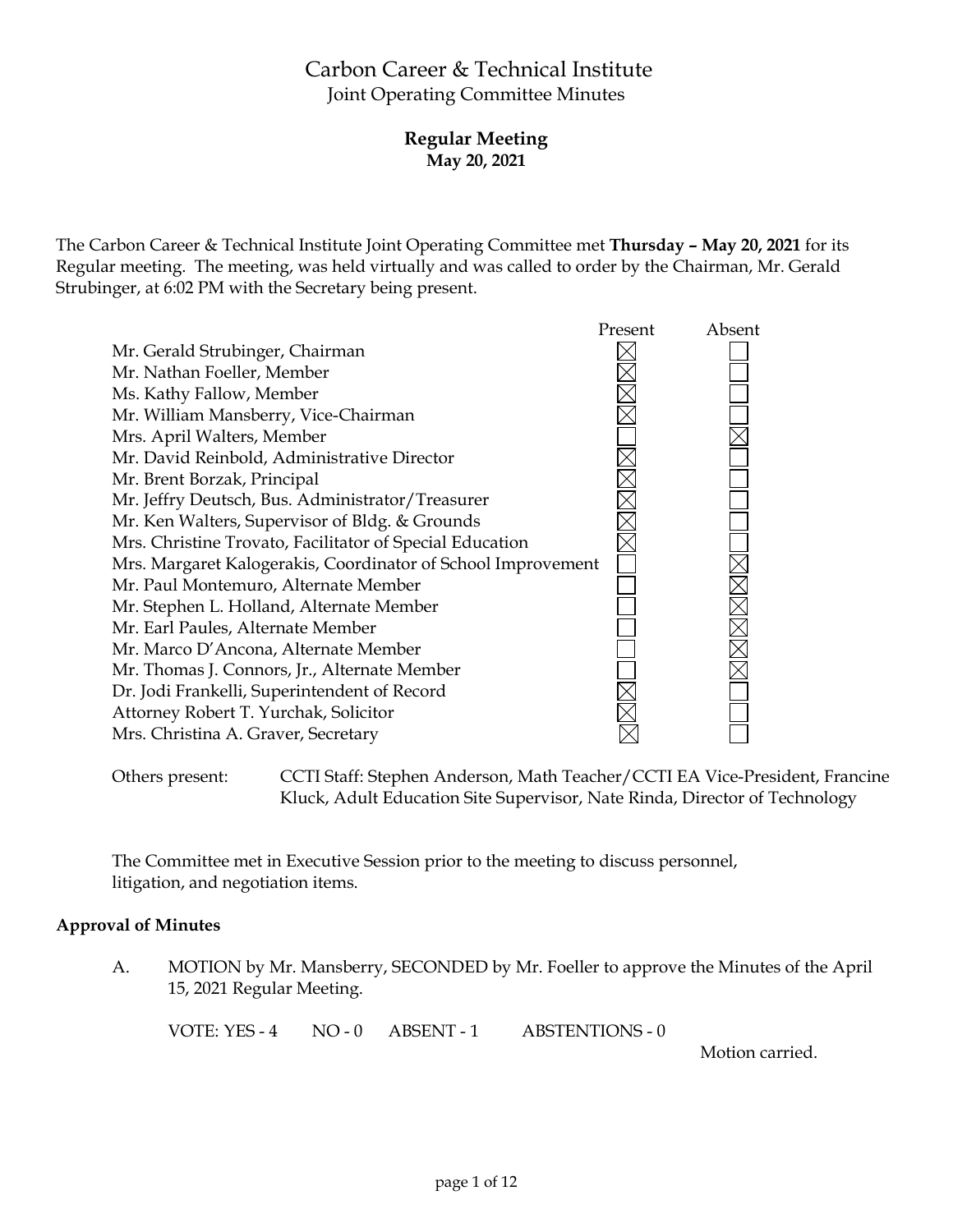# Carbon Career & Technical Institute

Joint Operating Committee Minutes

**Regular Meeting**
**May 20, 2021**

The Carbon Career & Technical Institute Joint Operating Committee met **Thursday – May 20, 2021** for its Regular meeting. The meeting, was held virtually and was called to order by the Chairman, Mr. Gerald Strubinger, at 6:02 PM with the Secretary being present.

| | Present | Absent |
|---|---|---|
| Mr. Gerald Strubinger, Chairman | ☒ | ☐ |
| Mr. Nathan Foeller, Member | ☒ | ☐ |
| Ms. Kathy Fallow, Member | ☒ | ☐ |
| Mr. William Mansberry, Vice-Chairman | ☒ | ☐ |
| Mrs. April Walters, Member | ☐ | ☒ |
| Mr. David Reinbold, Administrative Director | ☒ | ☐ |
| Mr. Brent Borzak, Principal | ☒ | ☐ |
| Mr. Jeffry Deutsch, Bus. Administrator/Treasurer | ☒ | ☐ |
| Mr. Ken Walters, Supervisor of Bldg. & Grounds | ☒ | ☐ |
| Mrs. Christine Trovato, Facilitator of Special Education | ☒ | ☐ |
| Mrs. Margaret Kalogerakis, Coordinator of School Improvement | ☐ | ☒ |
| Mr. Paul Montemuro, Alternate Member | ☐ | ☒ |
| Mr. Stephen L. Holland, Alternate Member | ☐ | ☒ |
| Mr. Earl Paules, Alternate Member | ☐ | ☒ |
| Mr. Marco D'Ancona, Alternate Member | ☐ | ☒ |
| Mr. Thomas J. Connors, Jr., Alternate Member | ☐ | ☒ |
| Dr. Jodi Frankelli, Superintendent of Record | ☒ | ☐ |
| Attorney Robert T. Yurchak, Solicitor | ☒ | ☐ |
| Mrs. Christina A. Graver, Secretary | ☒ | ☐ |

Others present: CCTI Staff: Stephen Anderson, Math Teacher/CCTI EA Vice-President, Francine Kluck, Adult Education Site Supervisor, Nate Rinda, Director of Technology

The Committee met in Executive Session prior to the meeting to discuss personnel, litigation, and negotiation items.

## Approval of Minutes

A. MOTION by Mr. Mansberry, SECONDED by Mr. Foeller to approve the Minutes of the April 15, 2021 Regular Meeting.

VOTE: YES - 4 NO - 0 ABSENT - 1 ABSTENTIONS - 0

Motion carried.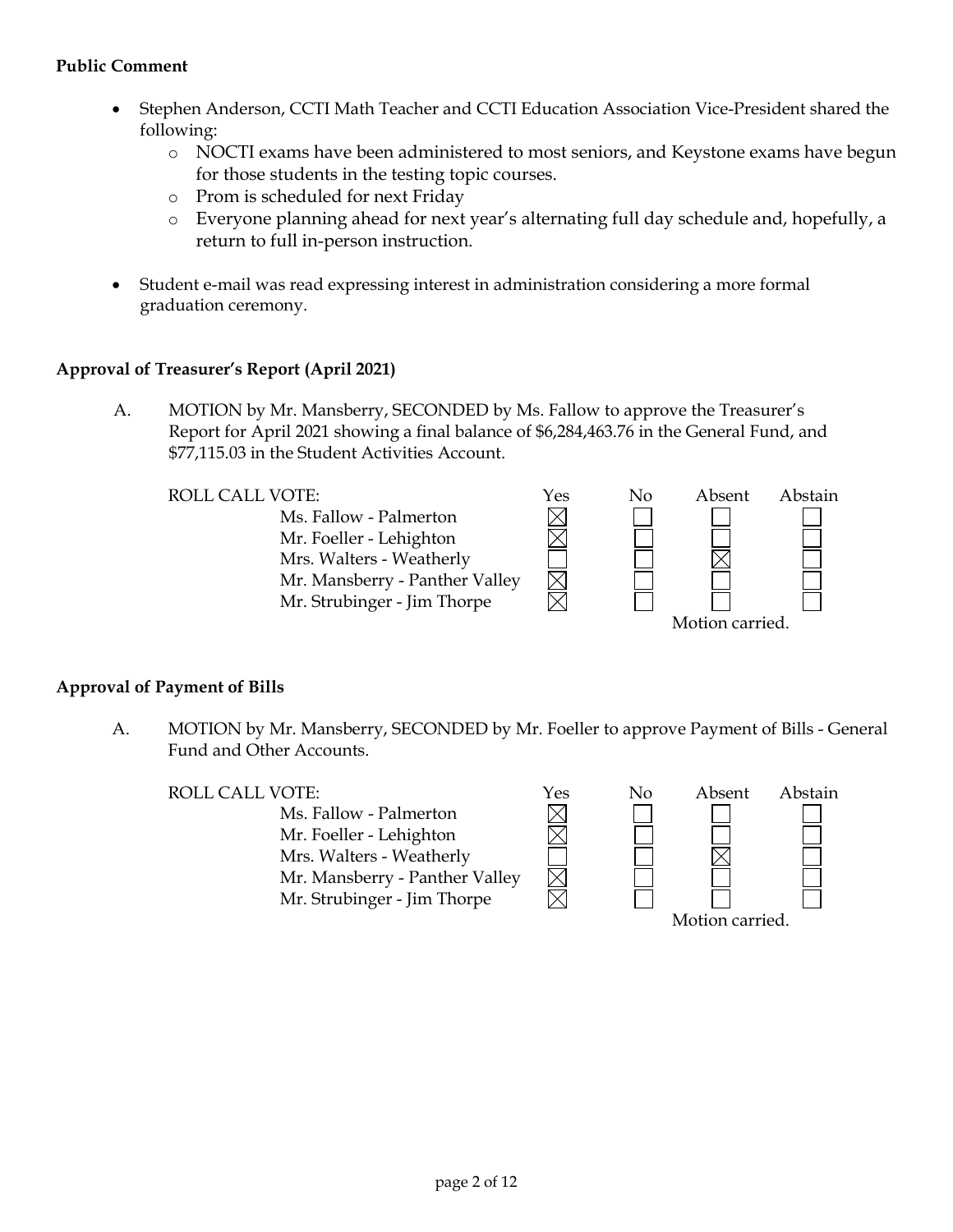**Public Comment**

- Stephen Anderson, CCTI Math Teacher and CCTI Education Association Vice-President shared the following:
  - NOCTI exams have been administered to most seniors, and Keystone exams have begun for those students in the testing topic courses.
  - Prom is scheduled for next Friday
  - Everyone planning ahead for next year's alternating full day schedule and, hopefully, a return to full in-person instruction.
- Student e-mail was read expressing interest in administration considering a more formal graduation ceremony.

**Approval of Treasurer's Report (April 2021)**

A. MOTION by Mr. Mansberry, SECONDED by Ms. Fallow to approve the Treasurer's Report for April 2021 showing a final balance of $6,284,463.76 in the General Fund, and $77,115.03 in the Student Activities Account.

| ROLL CALL VOTE: | Yes | No | Absent | Abstain |
|---|---|---|---|---|
| Ms. Fallow - Palmerton | ☒ | ☐ | ☐ | ☐ |
| Mr. Foeller - Lehighton | ☒ | ☐ | ☐ | ☐ |
| Mrs. Walters - Weatherly | ☐ | ☐ | ☒ | ☐ |
| Mr. Mansberry - Panther Valley | ☒ | ☐ | ☐ | ☐ |
| Mr. Strubinger - Jim Thorpe | ☒ | ☐ | ☐ | ☐ |

Motion carried.

**Approval of Payment of Bills**

A. MOTION by Mr. Mansberry, SECONDED by Mr. Foeller to approve Payment of Bills - General Fund and Other Accounts.

| ROLL CALL VOTE: | Yes | No | Absent | Abstain |
|---|---|---|---|---|
| Ms. Fallow - Palmerton | ☒ | ☐ | ☐ | ☐ |
| Mr. Foeller - Lehighton | ☒ | ☐ | ☐ | ☐ |
| Mrs. Walters - Weatherly | ☐ | ☐ | ☒ | ☐ |
| Mr. Mansberry - Panther Valley | ☒ | ☐ | ☐ | ☐ |
| Mr. Strubinger - Jim Thorpe | ☒ | ☐ | ☐ | ☐ |

Motion carried.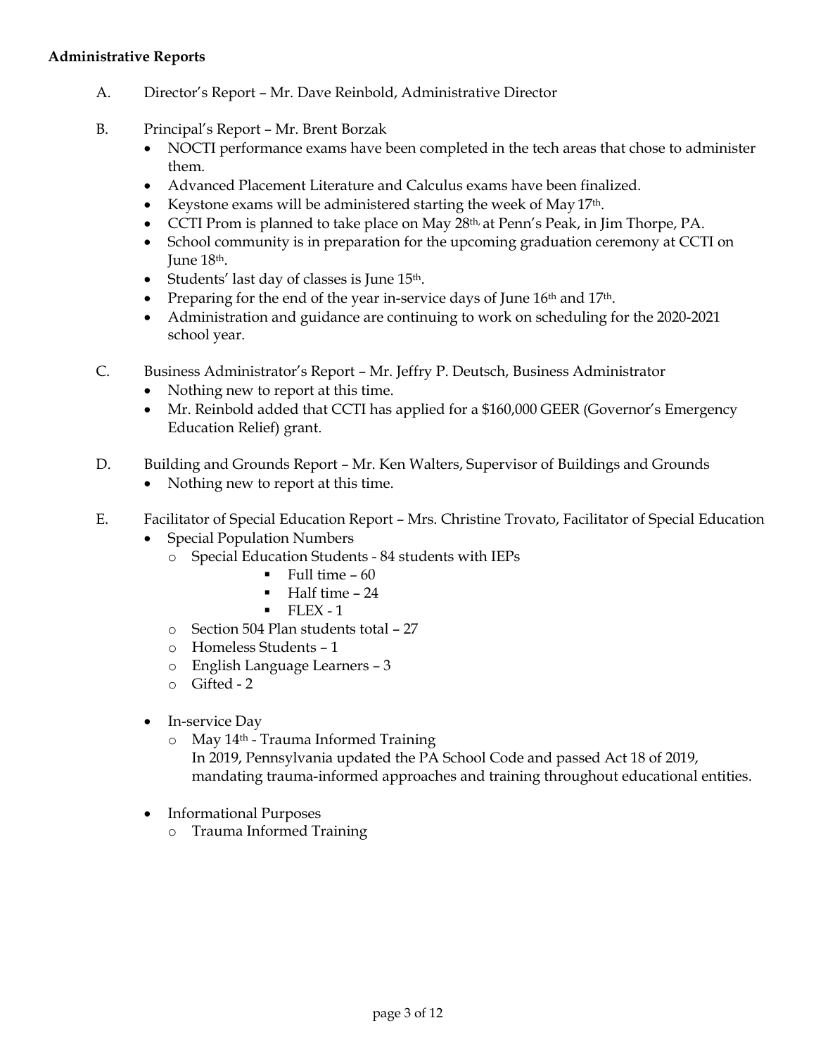**Administrative Reports**

A. Director's Report – Mr. Dave Reinbold, Administrative Director

B. Principal's Report – Mr. Brent Borzak

- NOCTI performance exams have been completed in the tech areas that chose to administer them.
- Advanced Placement Literature and Calculus exams have been finalized.
- Keystone exams will be administered starting the week of May 17th.
- CCTI Prom is planned to take place on May 28th, at Penn's Peak, in Jim Thorpe, PA.
- School community is in preparation for the upcoming graduation ceremony at CCTI on June 18th.
- Students' last day of classes is June 15th.
- Preparing for the end of the year in-service days of June 16th and 17th.
- Administration and guidance are continuing to work on scheduling for the 2020-2021 school year.

C. Business Administrator's Report – Mr. Jeffry P. Deutsch, Business Administrator

- Nothing new to report at this time.
- Mr. Reinbold added that CCTI has applied for a $160,000 GEER (Governor's Emergency Education Relief) grant.

D. Building and Grounds Report – Mr. Ken Walters, Supervisor of Buildings and Grounds

- Nothing new to report at this time.

E. Facilitator of Special Education Report – Mrs. Christine Trovato, Facilitator of Special Education

- Special Population Numbers
  - Special Education Students - 84 students with IEPs
    - Full time – 60
    - Half time – 24
    - FLEX - 1
  - Section 504 Plan students total – 27
  - Homeless Students – 1
  - English Language Learners – 3
  - Gifted - 2

- In-service Day
  - May 14th - Trauma Informed Training
    In 2019, Pennsylvania updated the PA School Code and passed Act 18 of 2019, mandating trauma-informed approaches and training throughout educational entities.

- Informational Purposes
  - Trauma Informed Training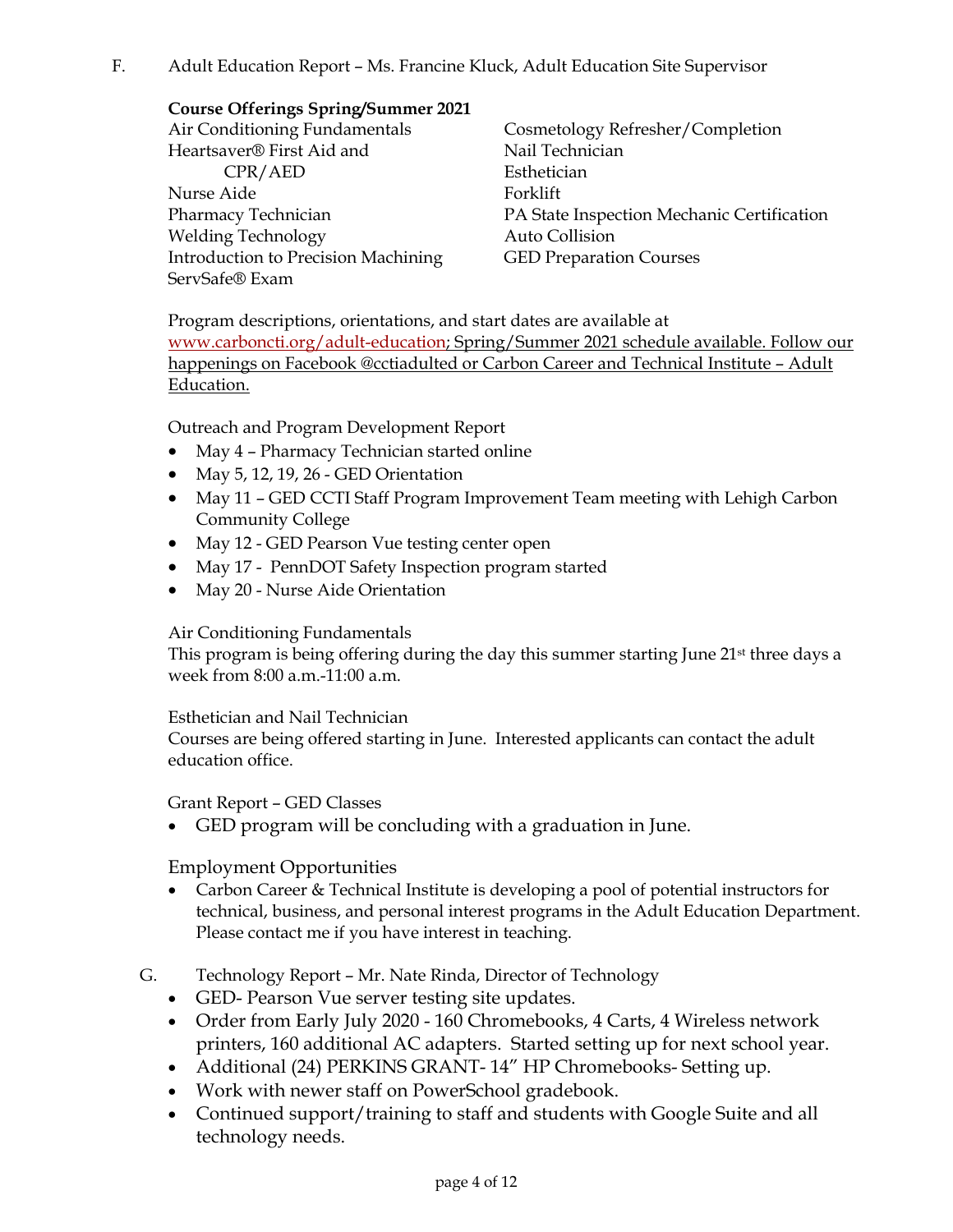F. Adult Education Report – Ms. Francine Kluck, Adult Education Site Supervisor

**Course Offerings Spring/Summer 2021**

- Air Conditioning Fundamentals
- Heartsaver® First Aid and CPR/AED
- Nurse Aide
- Pharmacy Technician
- Welding Technology
- Introduction to Precision Machining
- ServSafe® Exam
- Cosmetology Refresher/Completion
- Nail Technician
- Esthetician
- Forklift
- PA State Inspection Mechanic Certification
- Auto Collision
- GED Preparation Courses

Program descriptions, orientations, and start dates are available at www.carboncti.org/adult-education; Spring/Summer 2021 schedule available. Follow our happenings on Facebook @cctiadulted or Carbon Career and Technical Institute – Adult Education.

Outreach and Program Development Report

- May 4 – Pharmacy Technician started online
- May 5, 12, 19, 26 - GED Orientation
- May 11 – GED CCTI Staff Program Improvement Team meeting with Lehigh Carbon Community College
- May 12 - GED Pearson Vue testing center open
- May 17 - PennDOT Safety Inspection program started
- May 20 - Nurse Aide Orientation

Air Conditioning Fundamentals

This program is being offering during the day this summer starting June 21st three days a week from 8:00 a.m.-11:00 a.m.

Esthetician and Nail Technician

Courses are being offered starting in June. Interested applicants can contact the adult education office.

Grant Report – GED Classes

- GED program will be concluding with a graduation in June.

Employment Opportunities

- Carbon Career & Technical Institute is developing a pool of potential instructors for technical, business, and personal interest programs in the Adult Education Department. Please contact me if you have interest in teaching.

G. Technology Report – Mr. Nate Rinda, Director of Technology

- GED- Pearson Vue server testing site updates.
- Order from Early July 2020 - 160 Chromebooks, 4 Carts, 4 Wireless network printers, 160 additional AC adapters. Started setting up for next school year.
- Additional (24) PERKINS GRANT- 14" HP Chromebooks- Setting up.
- Work with newer staff on PowerSchool gradebook.
- Continued support/training to staff and students with Google Suite and all technology needs.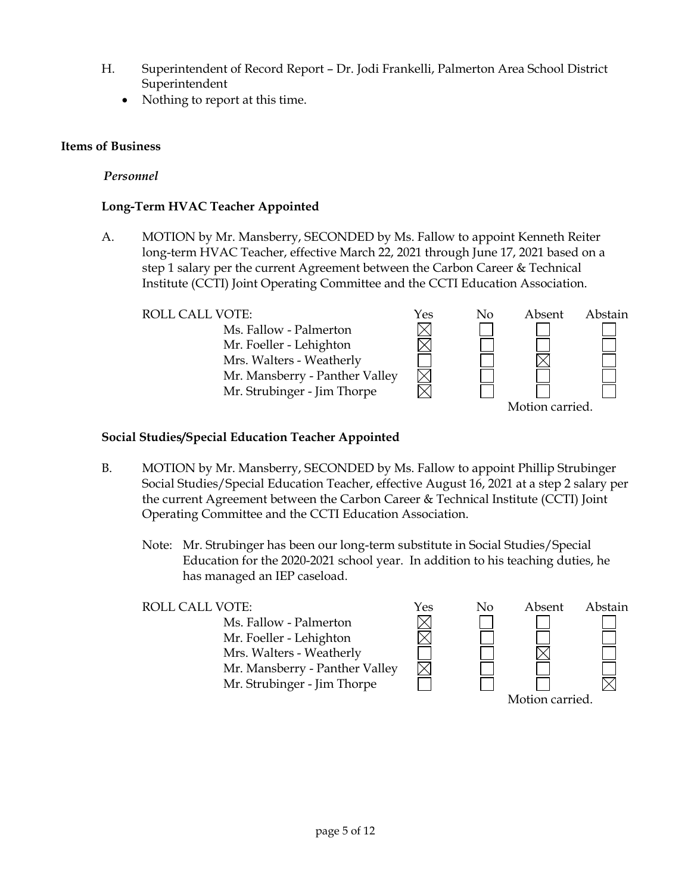H. Superintendent of Record Report – Dr. Jodi Frankelli, Palmerton Area School District Superintendent

- Nothing to report at this time.

**Items of Business**

*Personnel*

**Long-Term HVAC Teacher Appointed**

A. MOTION by Mr. Mansberry, SECONDED by Ms. Fallow to appoint Kenneth Reiter long-term HVAC Teacher, effective March 22, 2021 through June 17, 2021 based on a step 1 salary per the current Agreement between the Carbon Career & Technical Institute (CCTI) Joint Operating Committee and the CCTI Education Association.

| ROLL CALL VOTE: | Yes | No | Absent | Abstain |
|---|---|---|---|---|
| Ms. Fallow - Palmerton | ☒ | ☐ | ☐ | ☐ |
| Mr. Foeller - Lehighton | ☒ | ☐ | ☐ | ☐ |
| Mrs. Walters - Weatherly | ☐ | ☐ | ☒ | ☐ |
| Mr. Mansberry - Panther Valley | ☒ | ☐ | ☐ | ☐ |
| Mr. Strubinger - Jim Thorpe | ☒ | ☐ | ☐ | ☐ |

Motion carried.

**Social Studies/Special Education Teacher Appointed**

B. MOTION by Mr. Mansberry, SECONDED by Ms. Fallow to appoint Phillip Strubinger Social Studies/Special Education Teacher, effective August 16, 2021 at a step 2 salary per the current Agreement between the Carbon Career & Technical Institute (CCTI) Joint Operating Committee and the CCTI Education Association.

Note: Mr. Strubinger has been our long-term substitute in Social Studies/Special Education for the 2020-2021 school year. In addition to his teaching duties, he has managed an IEP caseload.

| ROLL CALL VOTE: | Yes | No | Absent | Abstain |
|---|---|---|---|---|
| Ms. Fallow - Palmerton | ☒ | ☐ | ☐ | ☐ |
| Mr. Foeller - Lehighton | ☒ | ☐ | ☐ | ☐ |
| Mrs. Walters - Weatherly | ☐ | ☐ | ☒ | ☐ |
| Mr. Mansberry - Panther Valley | ☒ | ☐ | ☐ | ☐ |
| Mr. Strubinger - Jim Thorpe | ☐ | ☐ | ☐ | ☒ |

Motion carried.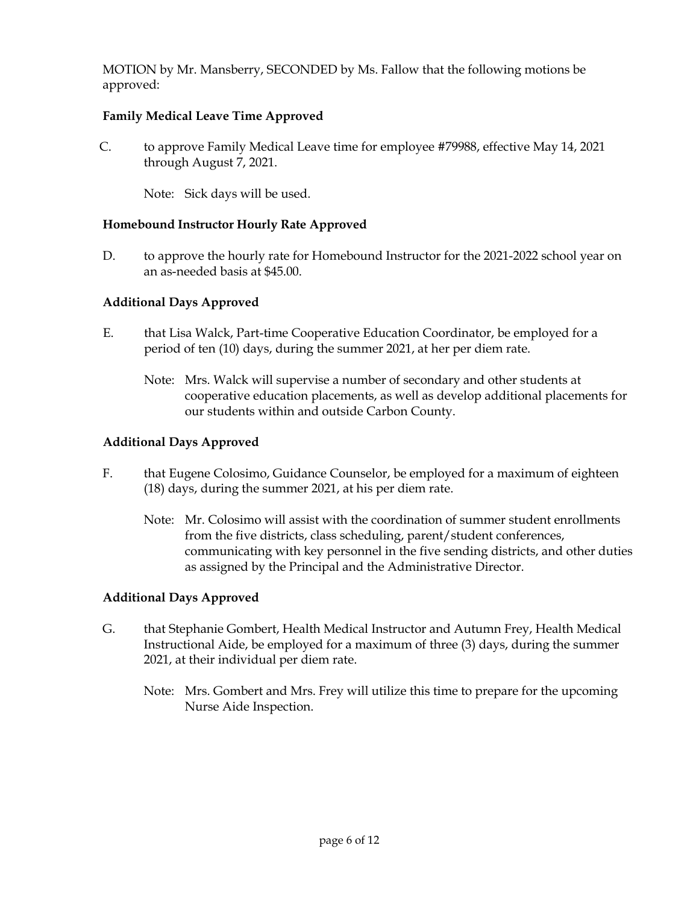MOTION by Mr. Mansberry, SECONDED by Ms. Fallow that the following motions be approved:

**Family Medical Leave Time Approved**

C. to approve Family Medical Leave time for employee #79988, effective May 14, 2021 through August 7, 2021.

Note: Sick days will be used.

**Homebound Instructor Hourly Rate Approved**

D. to approve the hourly rate for Homebound Instructor for the 2021-2022 school year on an as-needed basis at $45.00.

**Additional Days Approved**

E. that Lisa Walck, Part-time Cooperative Education Coordinator, be employed for a period of ten (10) days, during the summer 2021, at her per diem rate.

Note: Mrs. Walck will supervise a number of secondary and other students at cooperative education placements, as well as develop additional placements for our students within and outside Carbon County.

**Additional Days Approved**

F. that Eugene Colosimo, Guidance Counselor, be employed for a maximum of eighteen (18) days, during the summer 2021, at his per diem rate.

Note: Mr. Colosimo will assist with the coordination of summer student enrollments from the five districts, class scheduling, parent/student conferences, communicating with key personnel in the five sending districts, and other duties as assigned by the Principal and the Administrative Director.

**Additional Days Approved**

G. that Stephanie Gombert, Health Medical Instructor and Autumn Frey, Health Medical Instructional Aide, be employed for a maximum of three (3) days, during the summer 2021, at their individual per diem rate.

Note: Mrs. Gombert and Mrs. Frey will utilize this time to prepare for the upcoming Nurse Aide Inspection.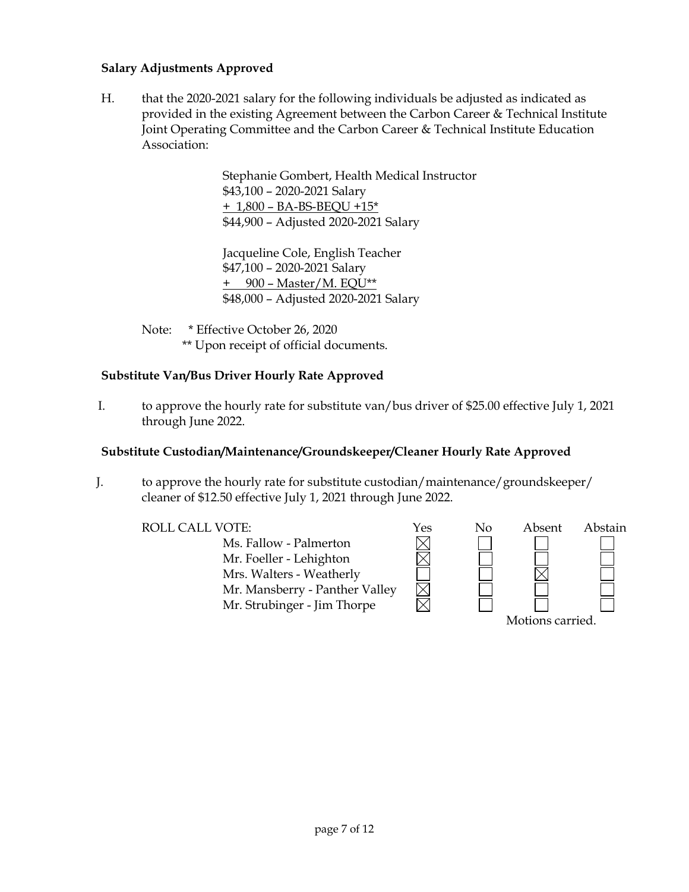**Salary Adjustments Approved**

H. that the 2020-2021 salary for the following individuals be adjusted as indicated as provided in the existing Agreement between the Carbon Career & Technical Institute Joint Operating Committee and the Carbon Career & Technical Institute Education Association:

Stephanie Gombert, Health Medical Instructor
$43,100 – 2020-2021 Salary
+ 1,800 – BA-BS-BEQU +15*
$44,900 – Adjusted 2020-2021 Salary

Jacqueline Cole, English Teacher
$47,100 – 2020-2021 Salary
+ 900 – Master/M. EQU**
$48,000 – Adjusted 2020-2021 Salary

Note: * Effective October 26, 2020
** Upon receipt of official documents.

**Substitute Van/Bus Driver Hourly Rate Approved**

I. to approve the hourly rate for substitute van/bus driver of $25.00 effective July 1, 2021 through June 2022.

**Substitute Custodian/Maintenance/Groundskeeper/Cleaner Hourly Rate Approved**

J. to approve the hourly rate for substitute custodian/maintenance/groundskeeper/ cleaner of $12.50 effective July 1, 2021 through June 2022.

| ROLL CALL VOTE: | Yes | No | Absent | Abstain |
|---|---|---|---|---|
| Ms. Fallow - Palmerton | ☒ | ☐ | ☐ | ☐ |
| Mr. Foeller - Lehighton | ☒ | ☐ | ☐ | ☐ |
| Mrs. Walters - Weatherly | ☐ | ☐ | ☒ | ☐ |
| Mr. Mansberry - Panther Valley | ☒ | ☐ | ☐ | ☐ |
| Mr. Strubinger - Jim Thorpe | ☒ | ☐ | ☐ | ☐ |

Motions carried.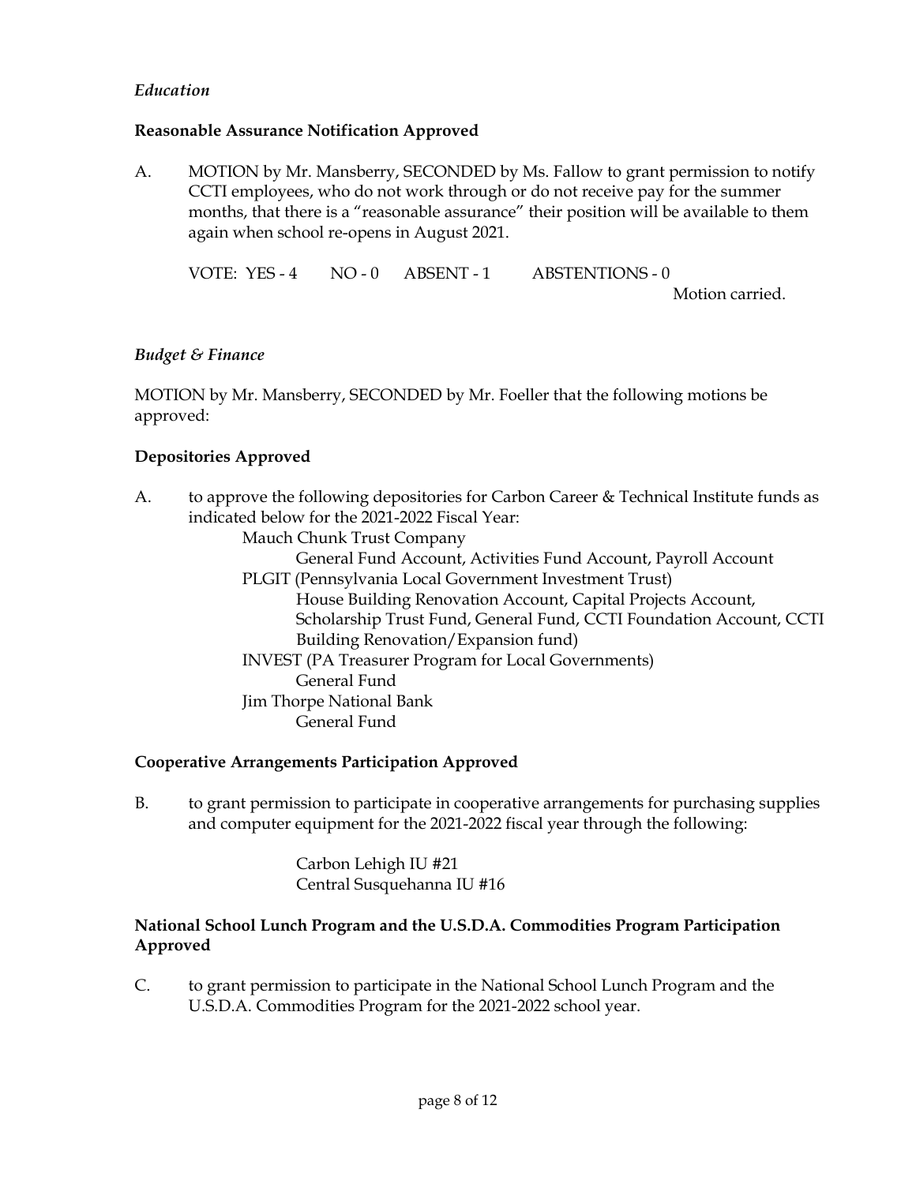*Education*

**Reasonable Assurance Notification Approved**

A. MOTION by Mr. Mansberry, SECONDED by Ms. Fallow to grant permission to notify CCTI employees, who do not work through or do not receive pay for the summer months, that there is a "reasonable assurance" their position will be available to them again when school re-opens in August 2021.

VOTE: YES - 4 NO - 0 ABSENT - 1 ABSTENTIONS - 0

Motion carried.

*Budget & Finance*

MOTION by Mr. Mansberry, SECONDED by Mr. Foeller that the following motions be approved:

**Depositories Approved**

A. to approve the following depositories for Carbon Career & Technical Institute funds as indicated below for the 2021-2022 Fiscal Year:

- Mauch Chunk Trust Company
  - General Fund Account, Activities Fund Account, Payroll Account
- PLGIT (Pennsylvania Local Government Investment Trust)
  - House Building Renovation Account, Capital Projects Account, Scholarship Trust Fund, General Fund, CCTI Foundation Account, CCTI Building Renovation/Expansion fund)
- INVEST (PA Treasurer Program for Local Governments)
  - General Fund
- Jim Thorpe National Bank
  - General Fund

**Cooperative Arrangements Participation Approved**

B. to grant permission to participate in cooperative arrangements for purchasing supplies and computer equipment for the 2021-2022 fiscal year through the following:

Carbon Lehigh IU #21
Central Susquehanna IU #16

**National School Lunch Program and the U.S.D.A. Commodities Program Participation Approved**

C. to grant permission to participate in the National School Lunch Program and the U.S.D.A. Commodities Program for the 2021-2022 school year.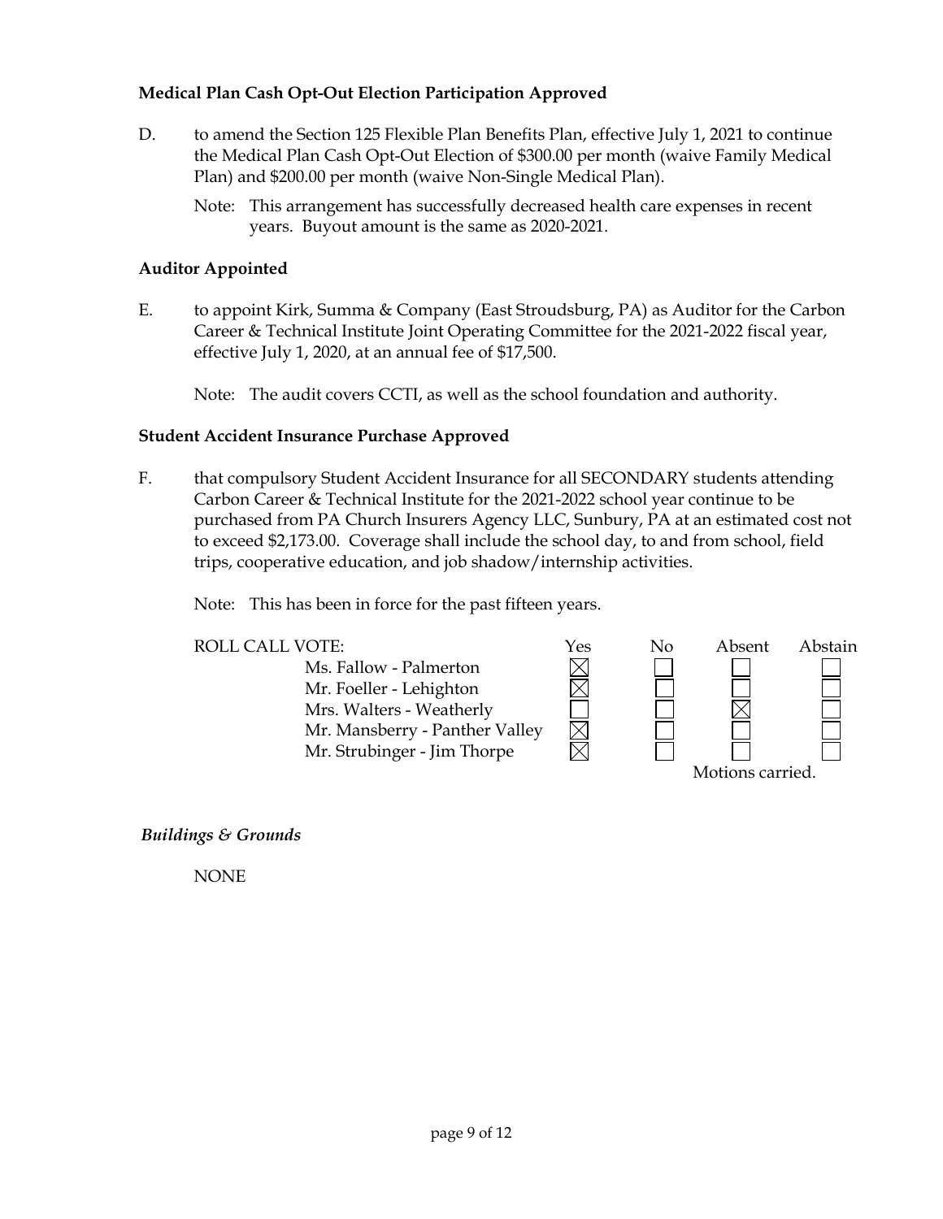**Medical Plan Cash Opt-Out Election Participation Approved**

D. to amend the Section 125 Flexible Plan Benefits Plan, effective July 1, 2021 to continue the Medical Plan Cash Opt-Out Election of $300.00 per month (waive Family Medical Plan) and $200.00 per month (waive Non-Single Medical Plan).

Note: This arrangement has successfully decreased health care expenses in recent years. Buyout amount is the same as 2020-2021.

**Auditor Appointed**

E. to appoint Kirk, Summa & Company (East Stroudsburg, PA) as Auditor for the Carbon Career & Technical Institute Joint Operating Committee for the 2021-2022 fiscal year, effective July 1, 2020, at an annual fee of $17,500.

Note: The audit covers CCTI, as well as the school foundation and authority.

**Student Accident Insurance Purchase Approved**

F. that compulsory Student Accident Insurance for all SECONDARY students attending Carbon Career & Technical Institute for the 2021-2022 school year continue to be purchased from PA Church Insurers Agency LLC, Sunbury, PA at an estimated cost not to exceed $2,173.00. Coverage shall include the school day, to and from school, field trips, cooperative education, and job shadow/internship activities.

Note: This has been in force for the past fifteen years.

| ROLL CALL VOTE: | Yes | No | Absent | Abstain |
|---|---|---|---|---|
| Ms. Fallow - Palmerton | ☒ | ☐ | ☐ | ☐ |
| Mr. Foeller - Lehighton | ☒ | ☐ | ☐ | ☐ |
| Mrs. Walters - Weatherly | ☐ | ☐ | ☒ | ☐ |
| Mr. Mansberry - Panther Valley | ☒ | ☐ | ☐ | ☐ |
| Mr. Strubinger - Jim Thorpe | ☒ | ☐ | ☐ | ☐ |

Motions carried.

*Buildings & Grounds*

NONE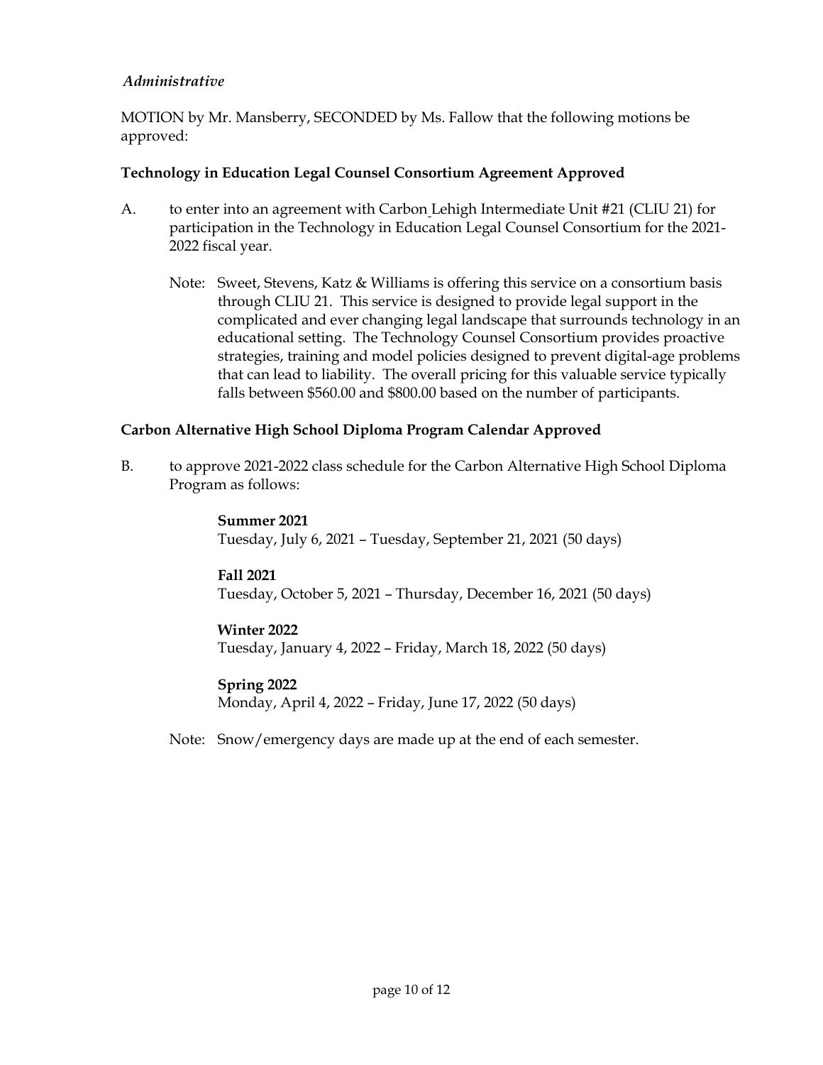*Administrative*

MOTION by Mr. Mansberry, SECONDED by Ms. Fallow that the following motions be approved:

**Technology in Education Legal Counsel Consortium Agreement Approved**

A. to enter into an agreement with Carbon Lehigh Intermediate Unit #21 (CLIU 21) for participation in the Technology in Education Legal Counsel Consortium for the 2021-2022 fiscal year.

Note: Sweet, Stevens, Katz & Williams is offering this service on a consortium basis through CLIU 21. This service is designed to provide legal support in the complicated and ever changing legal landscape that surrounds technology in an educational setting. The Technology Counsel Consortium provides proactive strategies, training and model policies designed to prevent digital-age problems that can lead to liability. The overall pricing for this valuable service typically falls between $560.00 and $800.00 based on the number of participants.

**Carbon Alternative High School Diploma Program Calendar Approved**

B. to approve 2021-2022 class schedule for the Carbon Alternative High School Diploma Program as follows:

**Summer 2021**
Tuesday, July 6, 2021 – Tuesday, September 21, 2021 (50 days)

**Fall 2021**
Tuesday, October 5, 2021 – Thursday, December 16, 2021 (50 days)

**Winter 2022**
Tuesday, January 4, 2022 – Friday, March 18, 2022 (50 days)

**Spring 2022**
Monday, April 4, 2022 – Friday, June 17, 2022 (50 days)

Note: Snow/emergency days are made up at the end of each semester.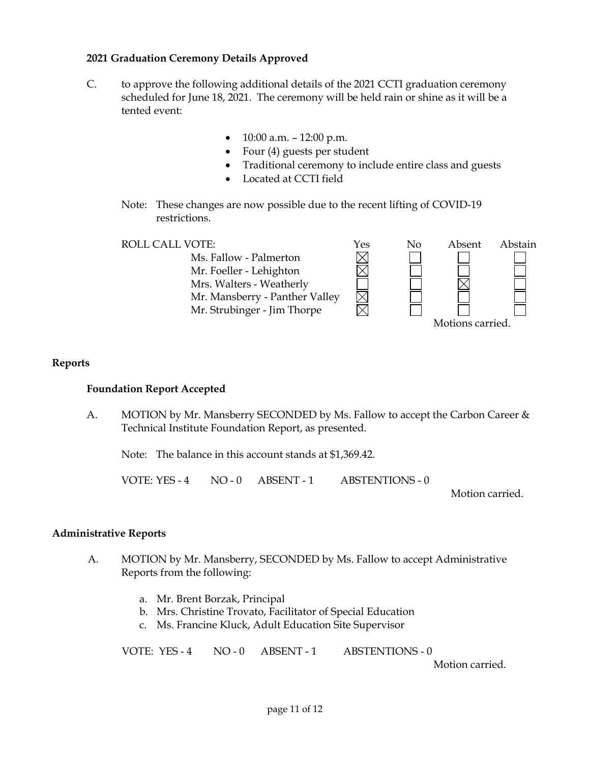**2021 Graduation Ceremony Details Approved**

C. to approve the following additional details of the 2021 CCTI graduation ceremony scheduled for June 18, 2021. The ceremony will be held rain or shine as it will be a tented event:

- 10:00 a.m. – 12:00 p.m.
- Four (4) guests per student
- Traditional ceremony to include entire class and guests
- Located at CCTI field

Note: These changes are now possible due to the recent lifting of COVID-19 restrictions.

| ROLL CALL VOTE: | Yes | No | Absent | Abstain |
|---|---|---|---|---|
| Ms. Fallow - Palmerton | ☒ | ☐ | ☐ | ☐ |
| Mr. Foeller - Lehighton | ☒ | ☐ | ☐ | ☐ |
| Mrs. Walters - Weatherly | ☐ | ☐ | ☒ | ☐ |
| Mr. Mansberry - Panther Valley | ☒ | ☐ | ☐ | ☐ |
| Mr. Strubinger - Jim Thorpe | ☒ | ☐ | ☐ | ☐ |

Motions carried.

## Reports

**Foundation Report Accepted**

A. MOTION by Mr. Mansberry SECONDED by Ms. Fallow to accept the Carbon Career & Technical Institute Foundation Report, as presented.

Note: The balance in this account stands at $1,369.42.

VOTE: YES - 4 NO - 0 ABSENT - 1 ABSTENTIONS - 0

Motion carried.

## Administrative Reports

A. MOTION by Mr. Mansberry, SECONDED by Ms. Fallow to accept Administrative Reports from the following:

a. Mr. Brent Borzak, Principal
b. Mrs. Christine Trovato, Facilitator of Special Education
c. Ms. Francine Kluck, Adult Education Site Supervisor

VOTE: YES - 4 NO - 0 ABSENT - 1 ABSTENTIONS - 0

Motion carried.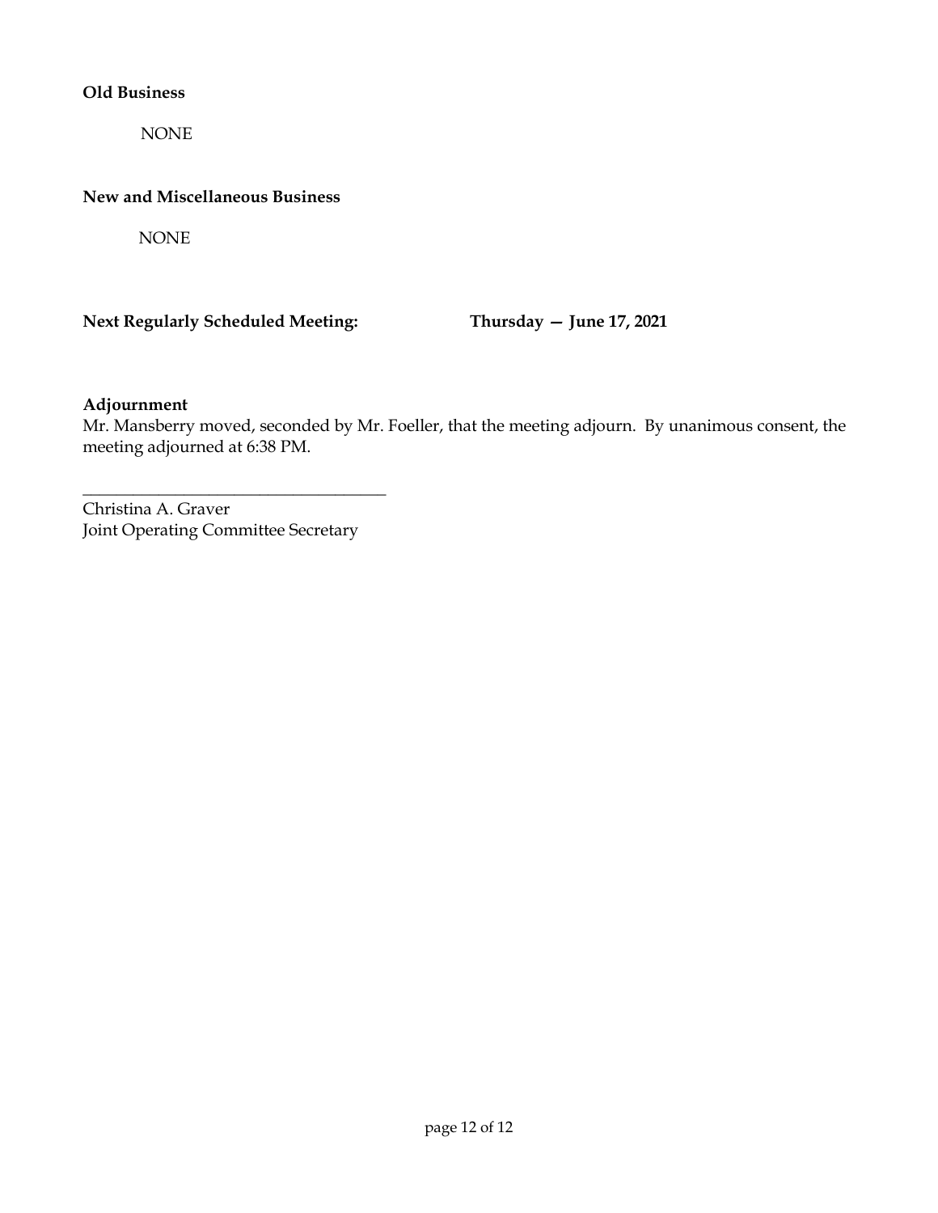**Old Business**

NONE

**New and Miscellaneous Business**

NONE

**Next Regularly Scheduled Meeting:** **Thursday — June 17, 2021**

**Adjournment**

Mr. Mansberry moved, seconded by Mr. Foeller, that the meeting adjourn. By unanimous consent, the meeting adjourned at 6:38 PM.

\_\_\_\_\_\_\_\_\_\_\_\_\_\_\_\_\_\_\_\_\_\_\_\_\_\_\_\_\_\_\_\_\_\_\_\_

Christina A. Graver
Joint Operating Committee Secretary